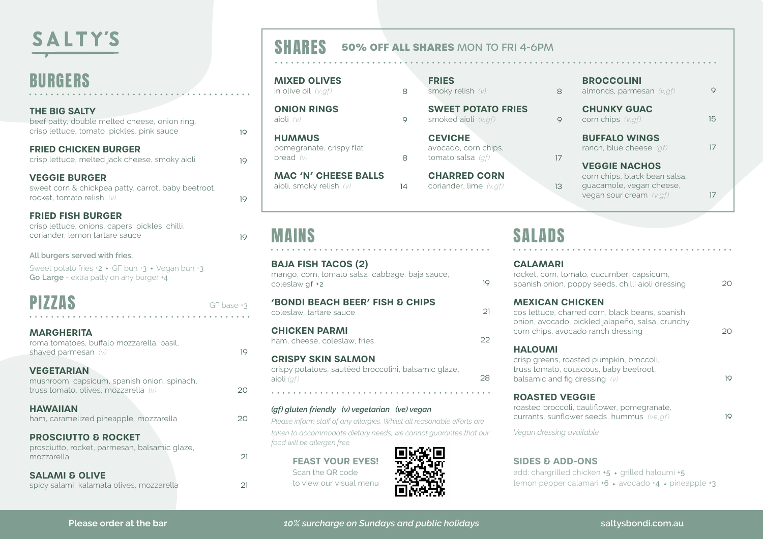# SALTY'S

## BURGERS

**THE BIG SALTY**
beef patty, double melted cheese, onion ring, crisp lettuce, tomato, pickles, pink sauce — 19

**FRIED CHICKEN BURGER**
crisp lettuce, melted jack cheese, smoky aioli — 19

**VEGGIE BURGER**
sweet corn & chickpea patty, carrot, baby beetroot, rocket, tomato relish *(v)* — 19

**FRIED FISH BURGER**
crisp lettuce, onions, capers, pickles, chilli, coriander, lemon tartare sauce — 19

**All burgers served with fries.**

Sweet potato fries +2 • GF bun +3 • Vegan bun +3
**Go Large** - extra patty on any burger +4

## PIZZAS

GF base +3

**MARGHERITA**
roma tomatoes, buffalo mozzarella, basil, shaved parmesan *(v)* — 19

**VEGETARIAN**
mushroom, capsicum, spanish onion, spinach, truss tomato, olives, mozzarella *(v)* — 20

**HAWAIIAN**
ham, caramelized pineapple, mozzarella — 20

**PROSCIUTTO & ROCKET**
prosciutto, rocket, parmesan, balsamic glaze, mozzarella — 21

**SALAMI & OLIVE**
spicy salami, kalamata olives, mozzarella — 21

## SHARES

**50% OFF ALL SHARES** MON TO FRI 4-6PM

**MIXED OLIVES**
in olive oil *(v,gf)* — 8

**ONION RINGS**
aioli *(v)* — 9

**HUMMUS**
pomegranate, crispy flat bread *(v)* — 8

**MAC 'N' CHEESE BALLS**
aioli, smoky relish *(v)* — 14

**FRIES**
smoky relish *(v)* — 8

**SWEET POTATO FRIES**
smoked aioli *(v,gf)* — 9

**CEVICHE**
avocado, corn chips, tomato salsa *(gf)* — 17

**CHARRED CORN**
coriander, lime *(v,gf)* — 13

**BROCCOLINI**
almonds, parmesan *(v,gf)* — 9

**CHUNKY GUAC**
corn chips *(v,gf)* — 15

**BUFFALO WINGS**
ranch, blue cheese *(gf)* — 17

**VEGGIE NACHOS**
corn chips, black bean salsa, guacamole, vegan cheese, vegan sour cream *(v,gf)* — 17

## MAINS

**BAJA FISH TACOS (2)**
mango, corn, tomato salsa, cabbage, baja sauce, coleslaw gf +2 — 19

**'BONDI BEACH BEER' FISH & CHIPS**
coleslaw, tartare sauce — 21

**CHICKEN PARMI**
ham, cheese, coleslaw, fries — 22

**CRISPY SKIN SALMON**
crispy potatoes, sautéed broccolini, balsamic glaze, aioli *(gf)* — 28

*(gf) gluten friendly (v) vegetarian (ve) vegan*

*Please inform staff of any allergies. Whilst all reasonable efforts are taken to accommodate dietary needs, we cannot guarantee that our food will be allergen free.*

**FEAST YOUR EYES!**
Scan the QR code to view our visual menu

## SALADS

**CALAMARI**
rocket, corn, tomato, cucumber, capsicum, spanish onion, poppy seeds, chilli aioli dressing — 20

**MEXICAN CHICKEN**
cos lettuce, charred corn, black beans, spanish onion, avocado, pickled jalapeño, salsa, crunchy corn chips, avocado ranch dressing — 20

**HALOUMI**
crisp greens, roasted pumpkin, broccoli, truss tomato, couscous, baby beetroot, balsamic and fig dressing *(v)* — 19

**ROASTED VEGGIE**
roasted broccoli, cauliflower, pomegranate, currants, sunflower seeds, hummus *(ve,gf)* — 19

*Vegan dressing available*

**SIDES & ADD-ONS**
add: chargrilled chicken +5 • grilled haloumi +5
lemon pepper calamari +6 • avocado +4 • pineapple +3

**Please order at the bar**

***10% surcharge on Sundays and public holidays***

**saltysbondi.com.au**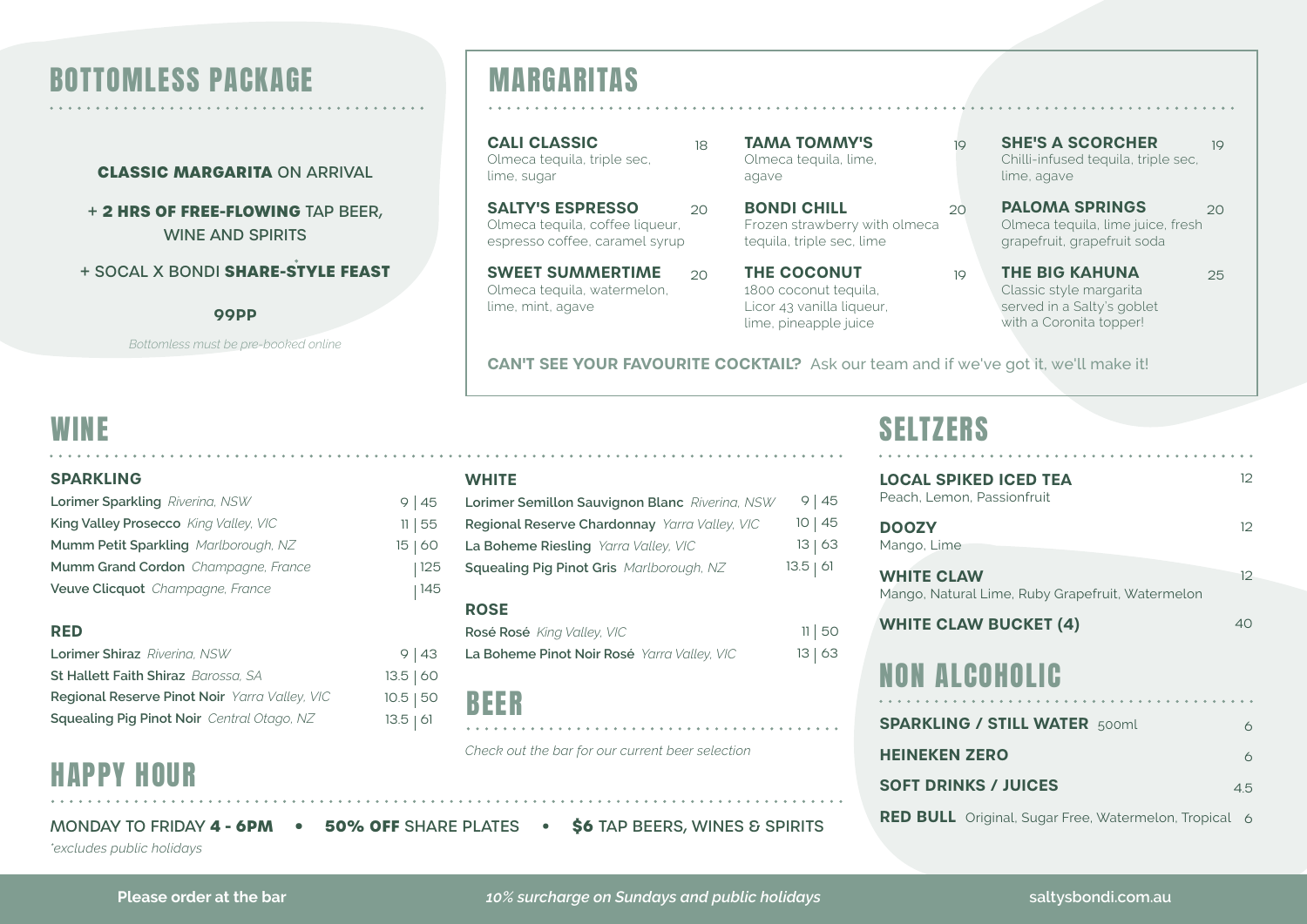## BOTTOMLESS PACKAGE

**CLASSIC MARGARITA** ON ARRIVAL

+ **2 HRS OF FREE-FLOWING** TAP BEER, WINE AND SPIRITS

+ SOCAL X BONDI **SHARE-STYLE FEAST**

**99PP**

*Bottomless must be pre-booked online*

## MARGARITAS

**CALI CLASSIC** 18
Olmeca tequila, triple sec, lime, sugar

**SALTY'S ESPRESSO** 20
Olmeca tequila, coffee liqueur, espresso coffee, caramel syrup

**SWEET SUMMERTIME** 20
Olmeca tequila, watermelon, lime, mint, agave

**TAMA TOMMY'S** 19
Olmeca tequila, lime, agave

**BONDI CHILL** 20
Frozen strawberry with olmeca tequila, triple sec, lime

**THE COCONUT** 19
1800 coconut tequila, Licor 43 vanilla liqueur, lime, pineapple juice

**SHE'S A SCORCHER** 19
Chilli-infused tequila, triple sec, lime, agave

**PALOMA SPRINGS** 20
Olmeca tequila, lime juice, fresh grapefruit, grapefruit soda

**THE BIG KAHUNA** 25
Classic style margarita served in a Salty's goblet with a Coronita topper!

**CAN'T SEE YOUR FAVOURITE COCKTAIL?** Ask our team and if we've got it, we'll make it!

## WINE

### SPARKLING

| | |
|---|---|
| **Lorimer Sparkling** *Riverina, NSW* | 9 \| 45 |
| **King Valley Prosecco** *King Valley, VIC* | 11 \| 55 |
| **Mumm Petit Sparkling** *Marlborough, NZ* | 15 \| 60 |
| **Mumm Grand Cordon** *Champagne, France* | \| 125 |
| **Veuve Clicquot** *Champagne, France* | \| 145 |

### RED

| | |
|---|---|
| **Lorimer Shiraz** *Riverina, NSW* | 9 \| 43 |
| **St Hallett Faith Shiraz** *Barossa, SA* | 13.5 \| 60 |
| **Regional Reserve Pinot Noir** *Yarra Valley, VIC* | 10.5 \| 50 |
| **Squealing Pig Pinot Noir** *Central Otago, NZ* | 13.5 \| 61 |

### WHITE

| | |
|---|---|
| **Lorimer Semillon Sauvignon Blanc** *Riverina, NSW* | 9 \| 45 |
| **Regional Reserve Chardonnay** *Yarra Valley, VIC* | 10 \| 45 |
| **La Boheme Riesling** *Yarra Valley, VIC* | 13 \| 63 |
| **Squealing Pig Pinot Gris** *Marlborough, NZ* | 13.5 \| 61 |

### ROSE

| | |
|---|---|
| **Rosé Rosé** *King Valley, VIC* | 11 \| 50 |
| **La Boheme Pinot Noir Rosé** *Yarra Valley, VIC* | 13 \| 63 |

## BEER

*Check out the bar for our current beer selection*

## HAPPY HOUR

MONDAY TO FRIDAY **4 - 6PM** • **50% OFF** SHARE PLATES • **$6** TAP BEERS, WINES & SPIRITS

*\*excludes public holidays*

## SELTZERS

**LOCAL SPIKED ICED TEA** 12
Peach, Lemon, Passionfruit

**DOOZY** 12
Mango, Lime

**WHITE CLAW** 12
Mango, Natural Lime, Ruby Grapefruit, Watermelon

**WHITE CLAW BUCKET (4)** 40

## NON ALCOHOLIC

**SPARKLING / STILL WATER** 500ml 6

**HEINEKEN ZERO** 6

**SOFT DRINKS / JUICES** 4.5

**RED BULL** Original, Sugar Free, Watermelon, Tropical 6

**Please order at the bar**

*10% surcharge on Sundays and public holidays*

**saltysbondi.com.au**